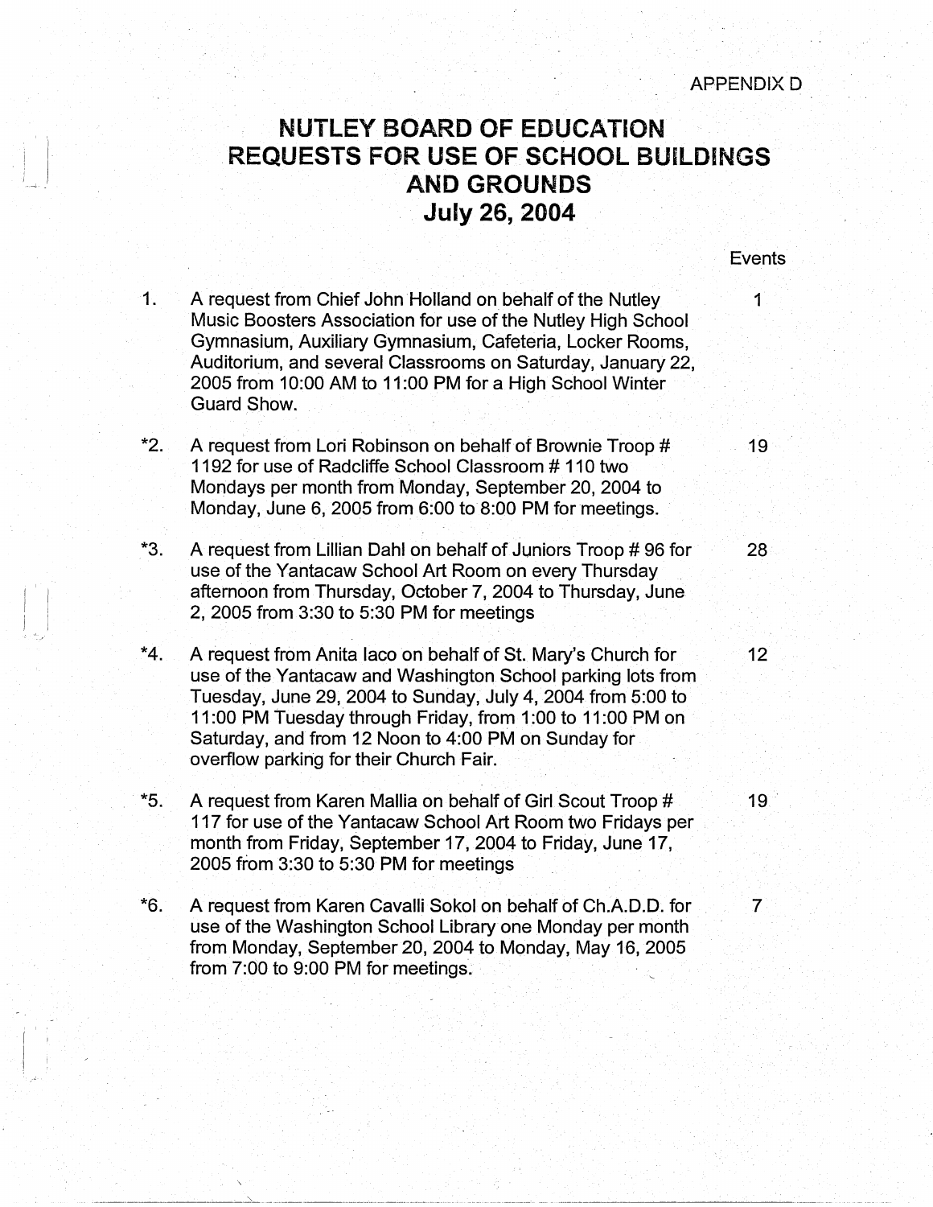APPENDIX D

# NUTLEY BOARD OF EDUCATION
# REQUESTS FOR USE OF SCHOOL BUILDINGS AND GROUNDS
# July 26, 2004

| | | Events |
|---|---|---|
| 1. | A request from Chief John Holland on behalf of the Nutley Music Boosters Association for use of the Nutley High School Gymnasium, Auxiliary Gymnasium, Cafeteria, Locker Rooms, Auditorium, and several Classrooms on Saturday, January 22, 2005 from 10:00 AM to 11:00 PM for a High School Winter Guard Show. | 1 |
| *2. | A request from Lori Robinson on behalf of Brownie Troop # 1192 for use of Radcliffe School Classroom # 110 two Mondays per month from Monday, September 20, 2004 to Monday, June 6, 2005 from 6:00 to 8:00 PM for meetings. | 19 |
| *3. | A request from Lillian Dahl on behalf of Juniors Troop # 96 for use of the Yantacaw School Art Room on every Thursday afternoon from Thursday, October 7, 2004 to Thursday, June 2, 2005 from 3:30 to 5:30 PM for meetings | 28 |
| *4. | A request from Anita Iaco on behalf of St. Mary's Church for use of the Yantacaw and Washington School parking lots from Tuesday, June 29, 2004 to Sunday, July 4, 2004 from 5:00 to 11:00 PM Tuesday through Friday, from 1:00 to 11:00 PM on Saturday, and from 12 Noon to 4:00 PM on Sunday for overflow parking for their Church Fair. | 12 |
| *5. | A request from Karen Mallia on behalf of Girl Scout Troop # 117 for use of the Yantacaw School Art Room two Fridays per month from Friday, September 17, 2004 to Friday, June 17, 2005 from 3:30 to 5:30 PM for meetings | 19 |
| *6. | A request from Karen Cavalli Sokol on behalf of Ch.A.D.D. for use of the Washington School Library one Monday per month from Monday, September 20, 2004 to Monday, May 16, 2005 from 7:00 to 9:00 PM for meetings. | 7 |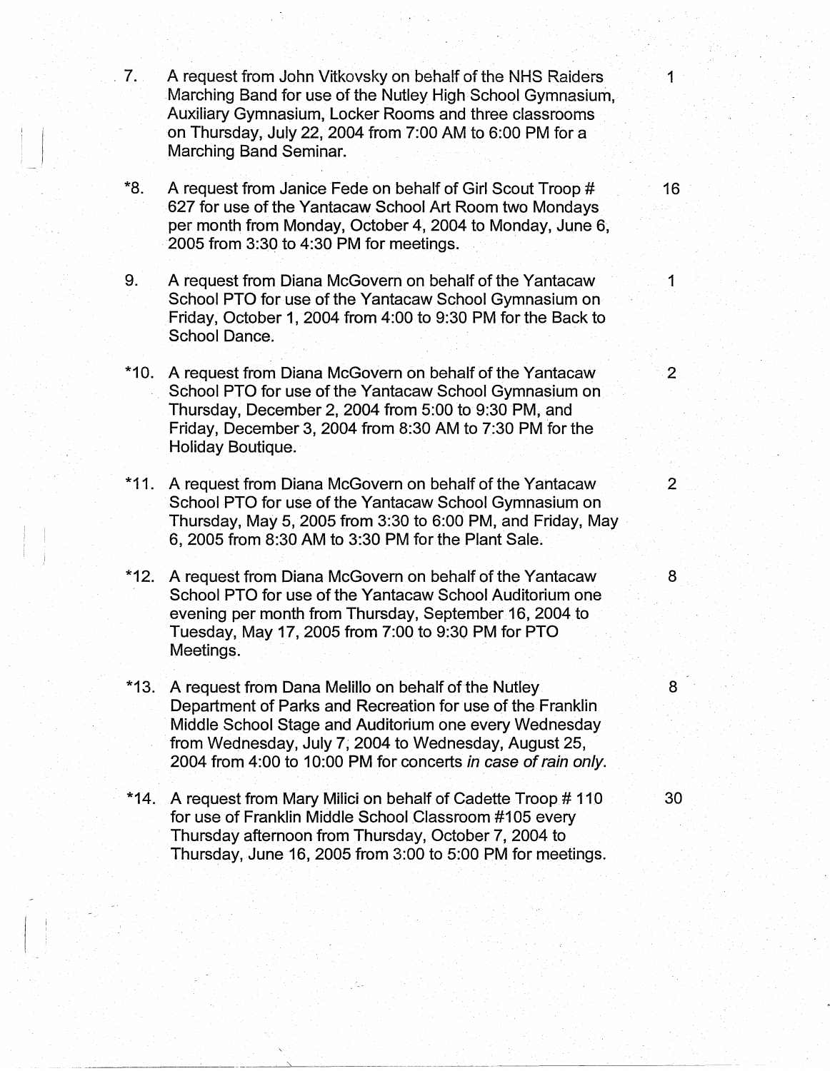| | | |
|---|---|---|
| 7. | A request from John Vitkovsky on behalf of the NHS Raiders Marching Band for use of the Nutley High School Gymnasium, Auxiliary Gymnasium, Locker Rooms and three classrooms on Thursday, July 22, 2004 from 7:00 AM to 6:00 PM for a Marching Band Seminar. | 1 |
| *8. | A request from Janice Fede on behalf of Girl Scout Troop # 627 for use of the Yantacaw School Art Room two Mondays per month from Monday, October 4, 2004 to Monday, June 6, 2005 from 3:30 to 4:30 PM for meetings. | 16 |
| 9. | A request from Diana McGovern on behalf of the Yantacaw School PTO for use of the Yantacaw School Gymnasium on Friday, October 1, 2004 from 4:00 to 9:30 PM for the Back to School Dance. | 1 |
| *10. | A request from Diana McGovern on behalf of the Yantacaw School PTO for use of the Yantacaw School Gymnasium on Thursday, December 2, 2004 from 5:00 to 9:30 PM, and Friday, December 3, 2004 from 8:30 AM to 7:30 PM for the Holiday Boutique. | 2 |
| *11. | A request from Diana McGovern on behalf of the Yantacaw School PTO for use of the Yantacaw School Gymnasium on Thursday, May 5, 2005 from 3:30 to 6:00 PM, and Friday, May 6, 2005 from 8:30 AM to 3:30 PM for the Plant Sale. | 2 |
| *12. | A request from Diana McGovern on behalf of the Yantacaw School PTO for use of the Yantacaw School Auditorium one evening per month from Thursday, September 16, 2004 to Tuesday, May 17, 2005 from 7:00 to 9:30 PM for PTO Meetings. | 8 |
| *13. | A request from Dana Melillo on behalf of the Nutley Department of Parks and Recreation for use of the Franklin Middle School Stage and Auditorium one every Wednesday from Wednesday, July 7, 2004 to Wednesday, August 25, 2004 from 4:00 to 10:00 PM for concerts *in case of rain only*. | 8 |
| *14. | A request from Mary Milici on behalf of Cadette Troop # 110 for use of Franklin Middle School Classroom #105 every Thursday afternoon from Thursday, October 7, 2004 to Thursday, June 16, 2005 from 3:00 to 5:00 PM for meetings. | 30 |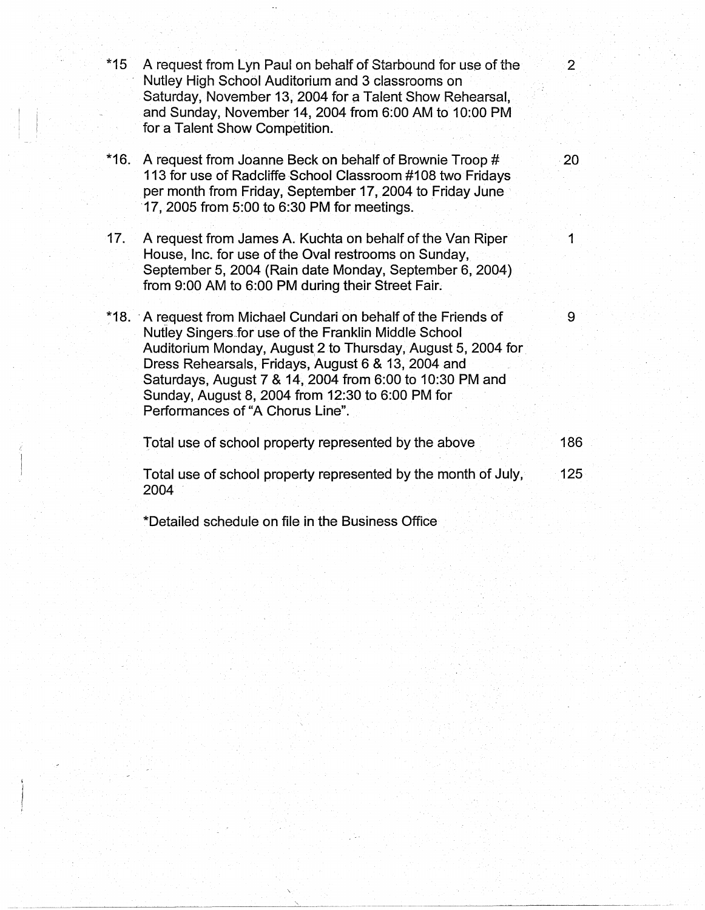| | | |
|---|---|---|
| *15 | A request from Lyn Paul on behalf of Starbound for use of the Nutley High School Auditorium and 3 classrooms on Saturday, November 13, 2004 for a Talent Show Rehearsal, and Sunday, November 14, 2004 from 6:00 AM to 10:00 PM for a Talent Show Competition. | 2 |
| *16. | A request from Joanne Beck on behalf of Brownie Troop # 113 for use of Radcliffe School Classroom #108 two Fridays per month from Friday, September 17, 2004 to Friday June 17, 2005 from 5:00 to 6:30 PM for meetings. | 20 |
| 17. | A request from James A. Kuchta on behalf of the Van Riper House, Inc. for use of the Oval restrooms on Sunday, September 5, 2004 (Rain date Monday, September 6, 2004) from 9:00 AM to 6:00 PM during their Street Fair. | 1 |
| *18. | A request from Michael Cundari on behalf of the Friends of Nutley Singers for use of the Franklin Middle School Auditorium Monday, August 2 to Thursday, August 5, 2004 for Dress Rehearsals, Fridays, August 6 & 13, 2004 and Saturdays, August 7 & 14, 2004 from 6:00 to 10:30 PM and Sunday, August 8, 2004 from 12:30 to 6:00 PM for Performances of "A Chorus Line". | 9 |
| | Total use of school property represented by the above | 186 |
| | Total use of school property represented by the month of July, 2004 | 125 |

*Detailed schedule on file in the Business Office